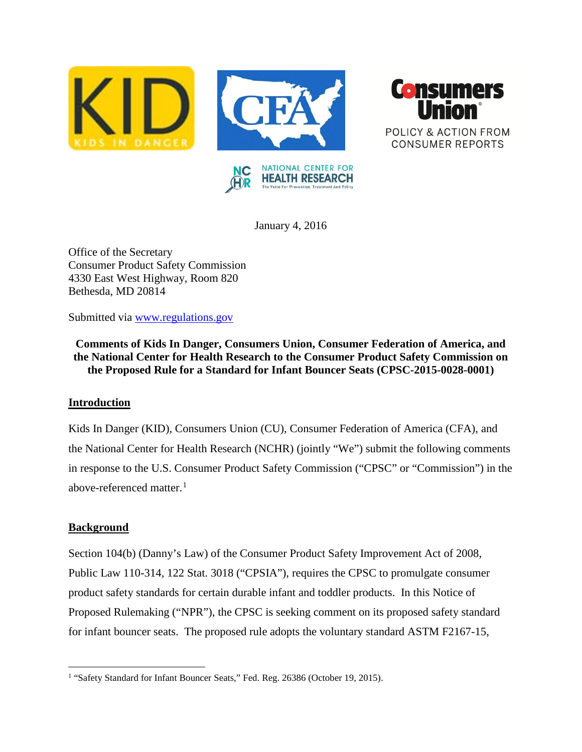January 4, 2016

Office of the Secretary
Consumer Product Safety Commission
4330 East West Highway, Room 820
Bethesda, MD 20814

Submitted via www.regulations.gov

**Comments of Kids In Danger, Consumers Union, Consumer Federation of America, and the National Center for Health Research to the Consumer Product Safety Commission on the Proposed Rule for a Standard for Infant Bouncer Seats (CPSC-2015-0028-0001)**

## Introduction

Kids In Danger (KID), Consumers Union (CU), Consumer Federation of America (CFA), and the National Center for Health Research (NCHR) (jointly "We") submit the following comments in response to the U.S. Consumer Product Safety Commission ("CPSC" or "Commission") in the above-referenced matter.[1]

## Background

Section 104(b) (Danny's Law) of the Consumer Product Safety Improvement Act of 2008, Public Law 110-314, 122 Stat. 3018 ("CPSIA"), requires the CPSC to promulgate consumer product safety standards for certain durable infant and toddler products. In this Notice of Proposed Rulemaking ("NPR"), the CPSC is seeking comment on its proposed safety standard for infant bouncer seats. The proposed rule adopts the voluntary standard ASTM F2167-15,

[1] "Safety Standard for Infant Bouncer Seats," Fed. Reg. 26386 (October 19, 2015).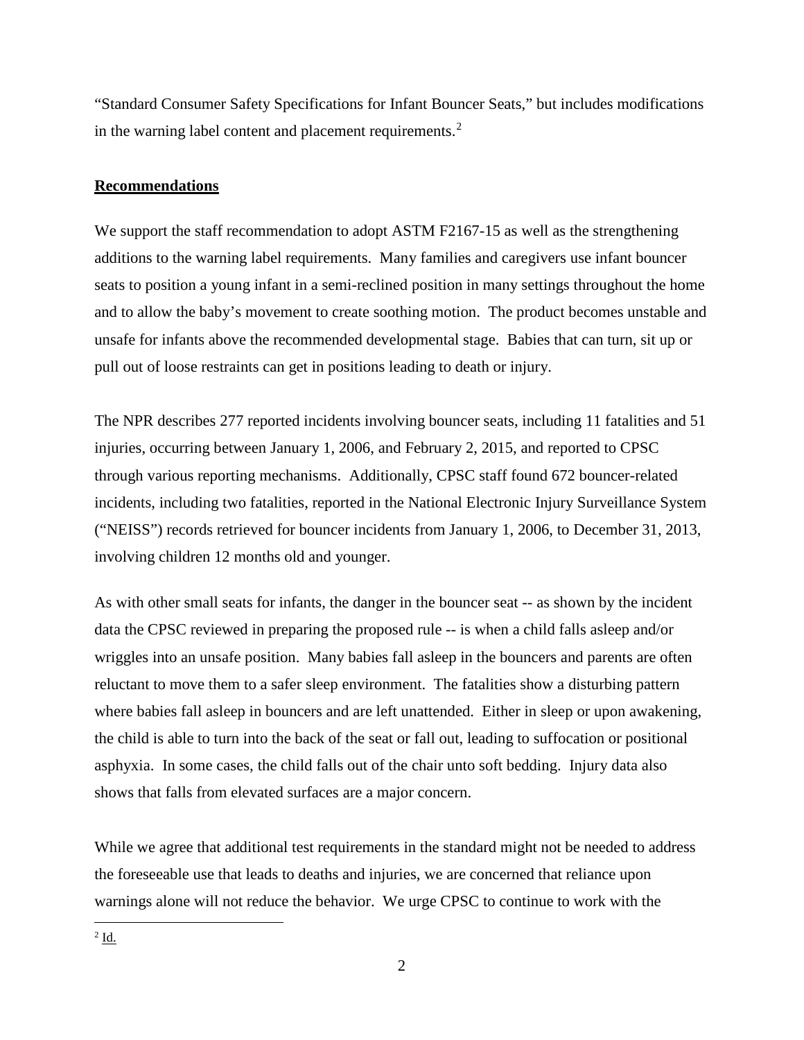"Standard Consumer Safety Specifications for Infant Bouncer Seats," but includes modifications in the warning label content and placement requirements.[2]

## Recommendations

We support the staff recommendation to adopt ASTM F2167-15 as well as the strengthening additions to the warning label requirements. Many families and caregivers use infant bouncer seats to position a young infant in a semi-reclined position in many settings throughout the home and to allow the baby's movement to create soothing motion. The product becomes unstable and unsafe for infants above the recommended developmental stage. Babies that can turn, sit up or pull out of loose restraints can get in positions leading to death or injury.

The NPR describes 277 reported incidents involving bouncer seats, including 11 fatalities and 51 injuries, occurring between January 1, 2006, and February 2, 2015, and reported to CPSC through various reporting mechanisms. Additionally, CPSC staff found 672 bouncer-related incidents, including two fatalities, reported in the National Electronic Injury Surveillance System ("NEISS") records retrieved for bouncer incidents from January 1, 2006, to December 31, 2013, involving children 12 months old and younger.

As with other small seats for infants, the danger in the bouncer seat -- as shown by the incident data the CPSC reviewed in preparing the proposed rule -- is when a child falls asleep and/or wriggles into an unsafe position. Many babies fall asleep in the bouncers and parents are often reluctant to move them to a safer sleep environment. The fatalities show a disturbing pattern where babies fall asleep in bouncers and are left unattended. Either in sleep or upon awakening, the child is able to turn into the back of the seat or fall out, leading to suffocation or positional asphyxia. In some cases, the child falls out of the chair unto soft bedding. Injury data also shows that falls from elevated surfaces are a major concern.

While we agree that additional test requirements in the standard might not be needed to address the foreseeable use that leads to deaths and injuries, we are concerned that reliance upon warnings alone will not reduce the behavior. We urge CPSC to continue to work with the

[2] Id.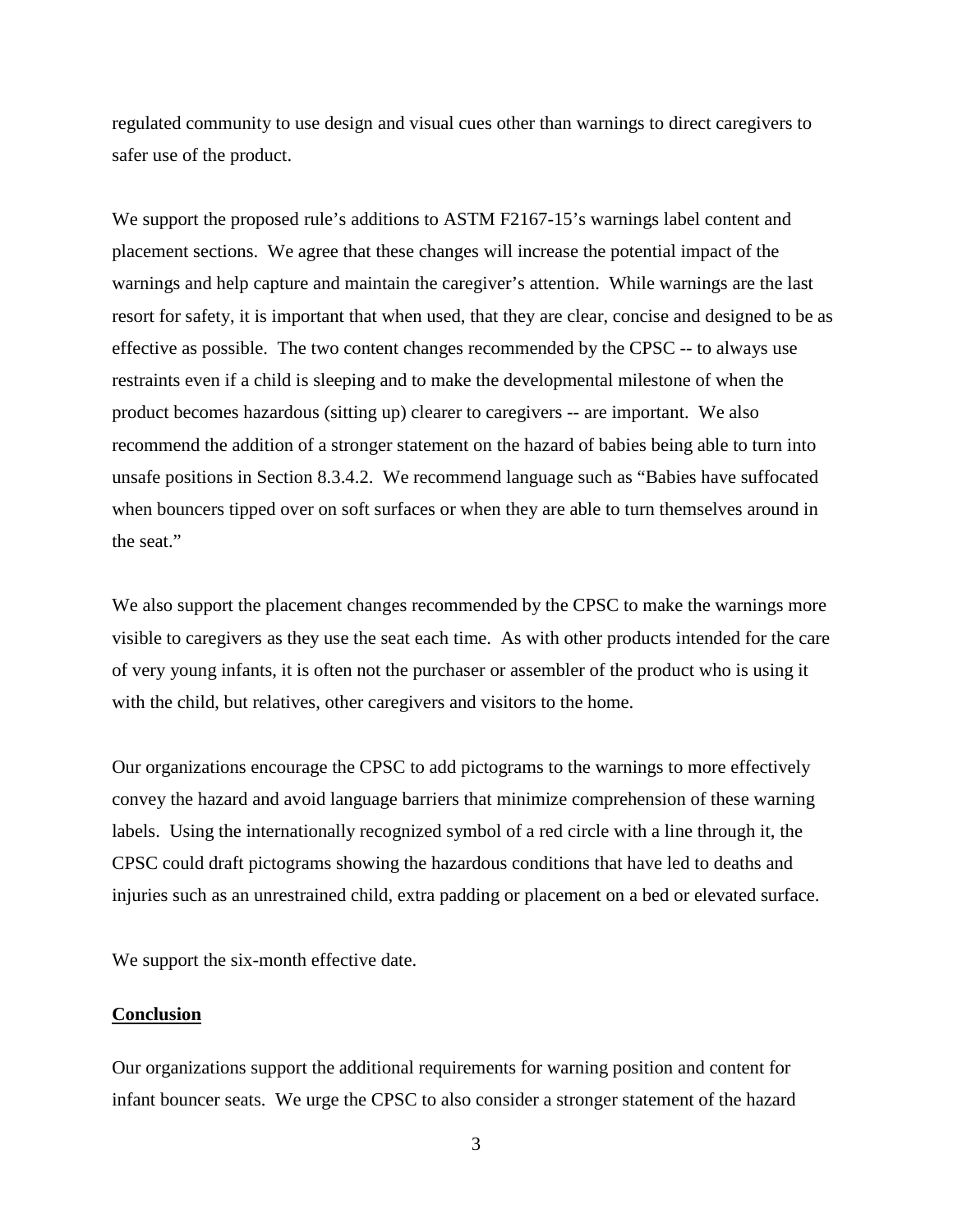regulated community to use design and visual cues other than warnings to direct caregivers to safer use of the product.

We support the proposed rule's additions to ASTM F2167-15's warnings label content and placement sections. We agree that these changes will increase the potential impact of the warnings and help capture and maintain the caregiver's attention. While warnings are the last resort for safety, it is important that when used, that they are clear, concise and designed to be as effective as possible. The two content changes recommended by the CPSC -- to always use restraints even if a child is sleeping and to make the developmental milestone of when the product becomes hazardous (sitting up) clearer to caregivers -- are important. We also recommend the addition of a stronger statement on the hazard of babies being able to turn into unsafe positions in Section 8.3.4.2. We recommend language such as "Babies have suffocated when bouncers tipped over on soft surfaces or when they are able to turn themselves around in the seat."

We also support the placement changes recommended by the CPSC to make the warnings more visible to caregivers as they use the seat each time. As with other products intended for the care of very young infants, it is often not the purchaser or assembler of the product who is using it with the child, but relatives, other caregivers and visitors to the home.

Our organizations encourage the CPSC to add pictograms to the warnings to more effectively convey the hazard and avoid language barriers that minimize comprehension of these warning labels. Using the internationally recognized symbol of a red circle with a line through it, the CPSC could draft pictograms showing the hazardous conditions that have led to deaths and injuries such as an unrestrained child, extra padding or placement on a bed or elevated surface.

We support the six-month effective date.

## Conclusion

Our organizations support the additional requirements for warning position and content for infant bouncer seats. We urge the CPSC to also consider a stronger statement of the hazard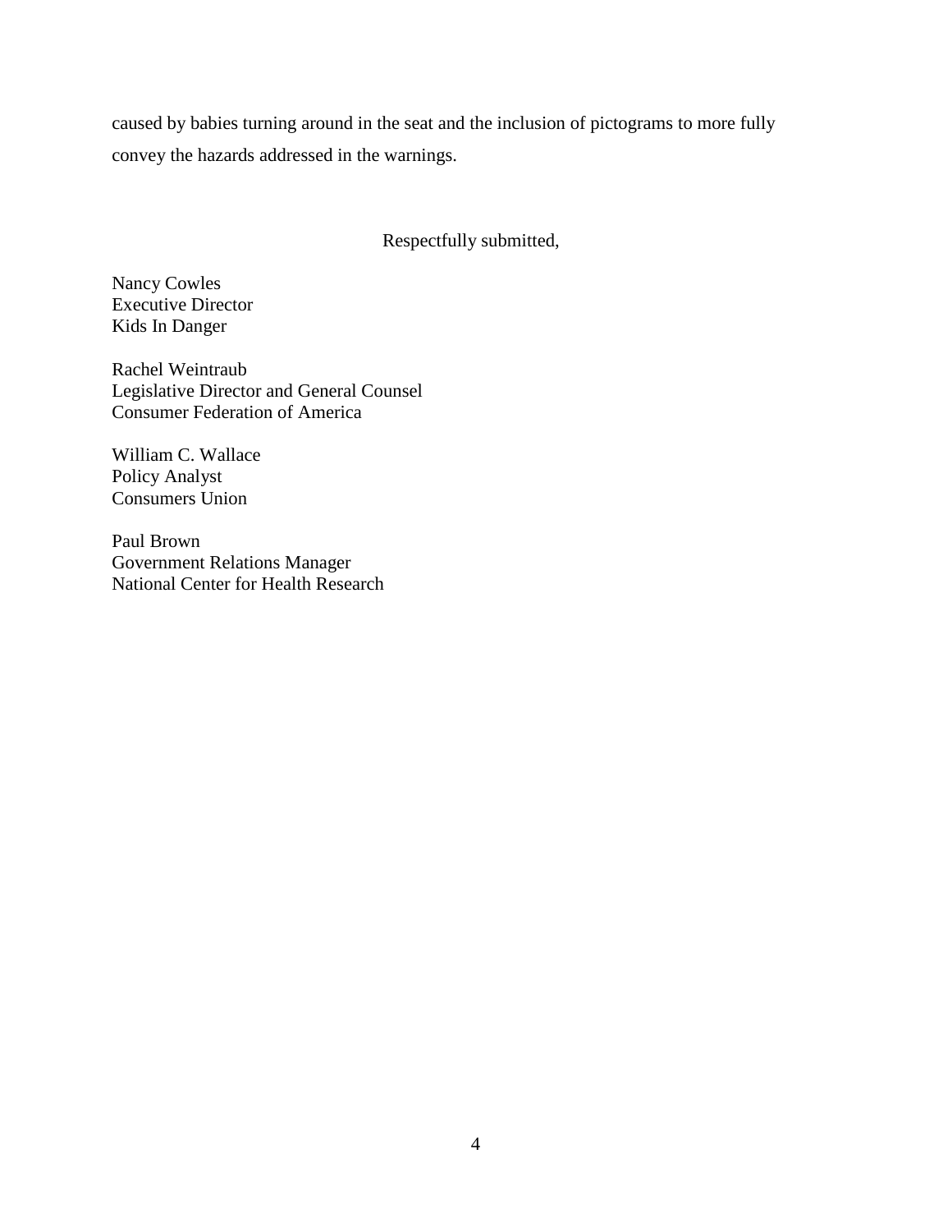caused by babies turning around in the seat and the inclusion of pictograms to more fully convey the hazards addressed in the warnings.

Respectfully submitted,

Nancy Cowles
Executive Director
Kids In Danger

Rachel Weintraub
Legislative Director and General Counsel
Consumer Federation of America

William C. Wallace
Policy Analyst
Consumers Union

Paul Brown
Government Relations Manager
National Center for Health Research